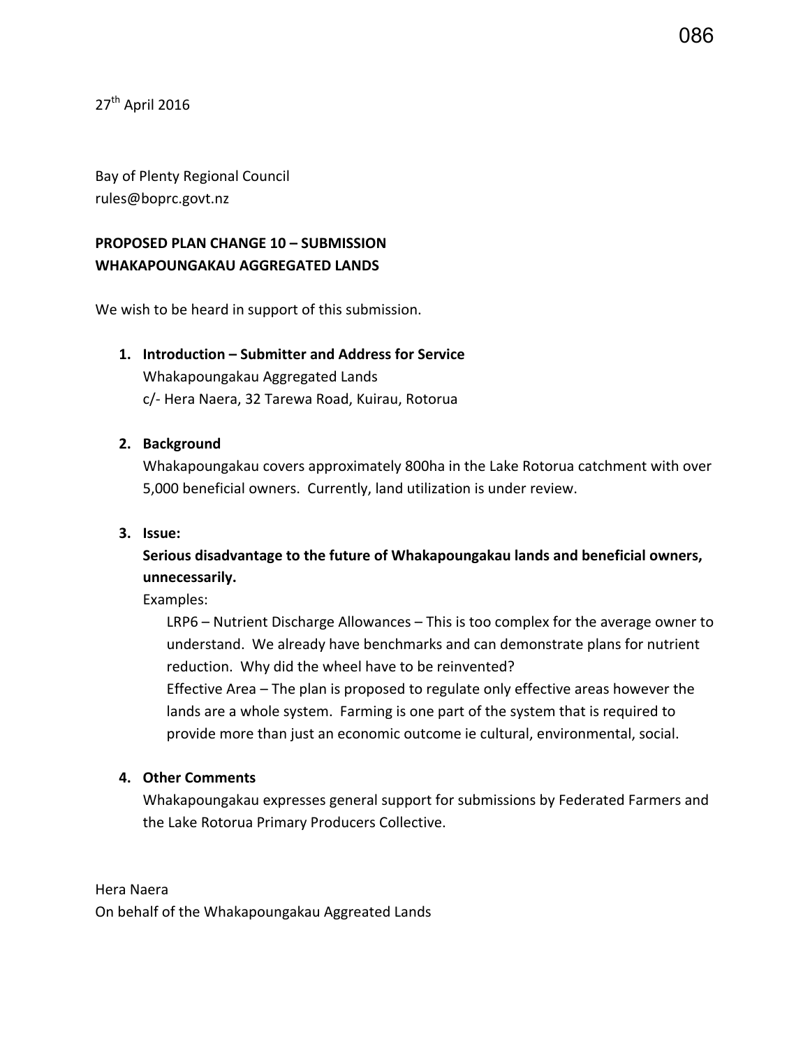27th April 2016

Bay of Plenty Regional Council
rules@boprc.govt.nz

**PROPOSED PLAN CHANGE 10 – SUBMISSION**
**WHAKAPOUNGAKAU AGGREGATED LANDS**

We wish to be heard in support of this submission.

1. **Introduction – Submitter and Address for Service**
   Whakapoungakau Aggregated Lands
   c/- Hera Naera, 32 Tarewa Road, Kuirau, Rotorua

2. **Background**
   Whakapoungakau covers approximately 800ha in the Lake Rotorua catchment with over 5,000 beneficial owners. Currently, land utilization is under review.

3. **Issue:**
   **Serious disadvantage to the future of Whakapoungakau lands and beneficial owners, unnecessarily.**
   Examples:
   LRP6 – Nutrient Discharge Allowances – This is too complex for the average owner to understand. We already have benchmarks and can demonstrate plans for nutrient reduction. Why did the wheel have to be reinvented?
   Effective Area – The plan is proposed to regulate only effective areas however the lands are a whole system. Farming is one part of the system that is required to provide more than just an economic outcome ie cultural, environmental, social.

4. **Other Comments**
   Whakapoungakau expresses general support for submissions by Federated Farmers and the Lake Rotorua Primary Producers Collective.

Hera Naera
On behalf of the Whakapoungakau Aggreated Lands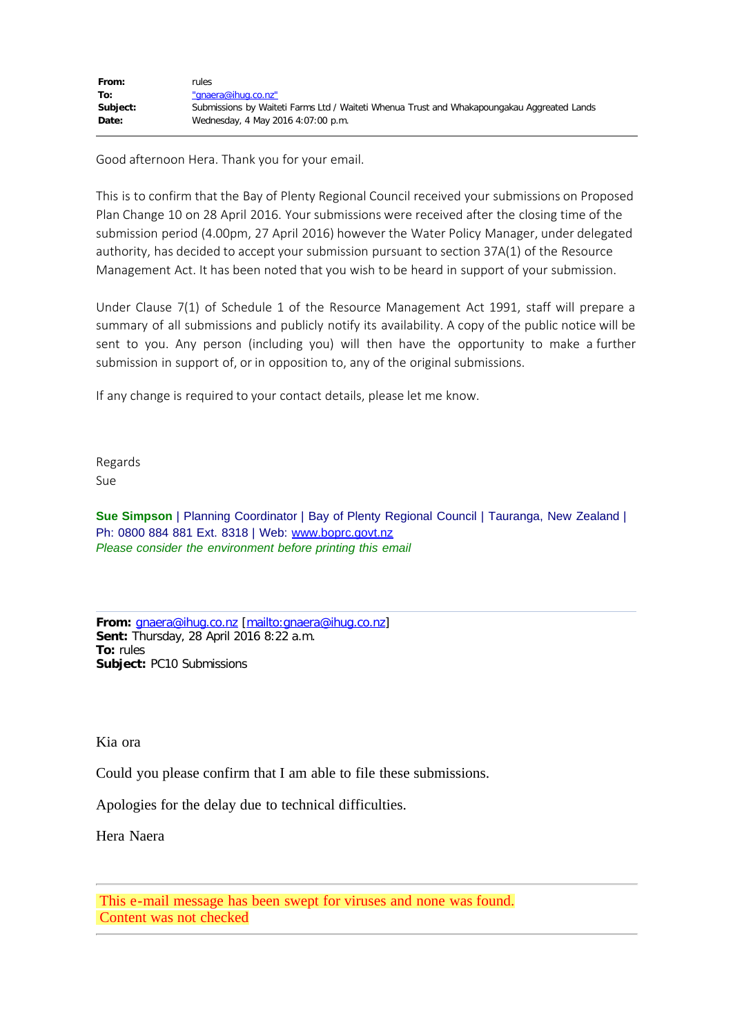**From:** rules
**To:** "gnaera@ihug.co.nz"
**Subject:** Submissions by Waiteti Farms Ltd / Waiteti Whenua Trust and Whakapoungakau Aggreated Lands
**Date:** Wednesday, 4 May 2016 4:07:00 p.m.

---

Good afternoon Hera. Thank you for your email.

This is to confirm that the Bay of Plenty Regional Council received your submissions on Proposed Plan Change 10 on 28 April 2016. Your submissions were received after the closing time of the submission period (4.00pm, 27 April 2016) however the Water Policy Manager, under delegated authority, has decided to accept your submission pursuant to section 37A(1) of the Resource Management Act. It has been noted that you wish to be heard in support of your submission.

Under Clause 7(1) of Schedule 1 of the Resource Management Act 1991, staff will prepare a summary of all submissions and publicly notify its availability. A copy of the public notice will be sent to you. Any person (including you) will then have the opportunity to make a further submission in support of, or in opposition to, any of the original submissions.

If any change is required to your contact details, please let me know.

Regards
Sue

**Sue Simpson** | Planning Coordinator | Bay of Plenty Regional Council | Tauranga, New Zealand | Ph: 0800 884 881 Ext. 8318 | Web: www.boprc.govt.nz
*Please consider the environment before printing this email*

---

**From:** gnaera@ihug.co.nz [mailto:gnaera@ihug.co.nz]
**Sent:** Thursday, 28 April 2016 8:22 a.m.
**To:** rules
**Subject:** PC10 Submissions

Kia ora

Could you please confirm that I am able to file these submissions.

Apologies for the delay due to technical difficulties.

Hera Naera

---

This e-mail message has been swept for viruses and none was found.
Content was not checked

---